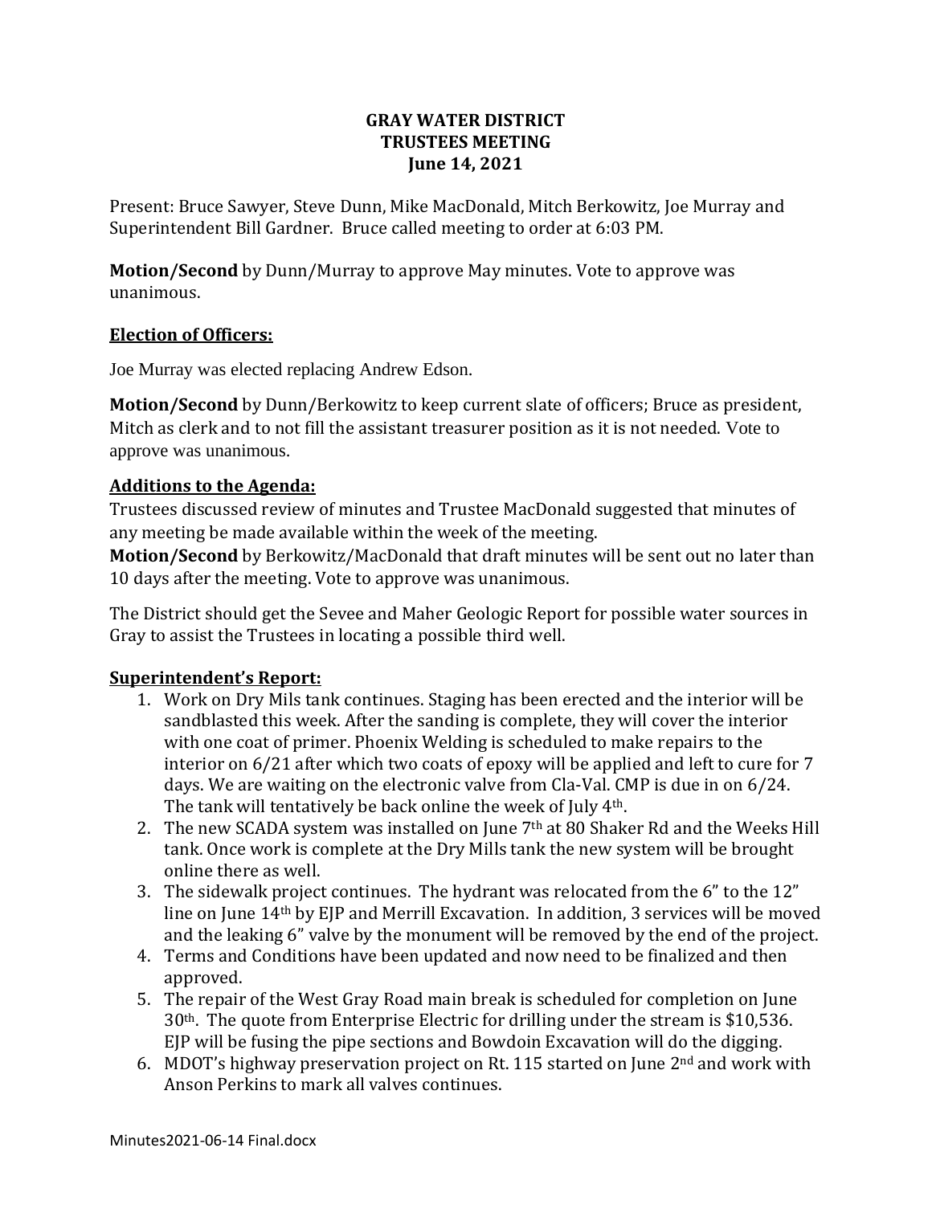**GRAY WATER DISTRICT**
**TRUSTEES MEETING**
**June 14, 2021**

Present: Bruce Sawyer, Steve Dunn, Mike MacDonald, Mitch Berkowitz, Joe Murray and Superintendent Bill Gardner. Bruce called meeting to order at 6:03 PM.

**Motion/Second** by Dunn/Murray to approve May minutes. Vote to approve was unanimous.

## Election of Officers:

Joe Murray was elected replacing Andrew Edson.

**Motion/Second** by Dunn/Berkowitz to keep current slate of officers; Bruce as president, Mitch as clerk and to not fill the assistant treasurer position as it is not needed. Vote to approve was unanimous.

## Additions to the Agenda:

Trustees discussed review of minutes and Trustee MacDonald suggested that minutes of any meeting be made available within the week of the meeting.
**Motion/Second** by Berkowitz/MacDonald that draft minutes will be sent out no later than 10 days after the meeting. Vote to approve was unanimous.

The District should get the Sevee and Maher Geologic Report for possible water sources in Gray to assist the Trustees in locating a possible third well.

## Superintendent's Report:

1. Work on Dry Mils tank continues. Staging has been erected and the interior will be sandblasted this week. After the sanding is complete, they will cover the interior with one coat of primer. Phoenix Welding is scheduled to make repairs to the interior on 6/21 after which two coats of epoxy will be applied and left to cure for 7 days. We are waiting on the electronic valve from Cla-Val. CMP is due in on 6/24. The tank will tentatively be back online the week of July 4th.
2. The new SCADA system was installed on June 7th at 80 Shaker Rd and the Weeks Hill tank. Once work is complete at the Dry Mills tank the new system will be brought online there as well.
3. The sidewalk project continues. The hydrant was relocated from the 6" to the 12" line on June 14th by EJP and Merrill Excavation. In addition, 3 services will be moved and the leaking 6" valve by the monument will be removed by the end of the project.
4. Terms and Conditions have been updated and now need to be finalized and then approved.
5. The repair of the West Gray Road main break is scheduled for completion on June 30th. The quote from Enterprise Electric for drilling under the stream is $10,536. EJP will be fusing the pipe sections and Bowdoin Excavation will do the digging.
6. MDOT's highway preservation project on Rt. 115 started on June 2nd and work with Anson Perkins to mark all valves continues.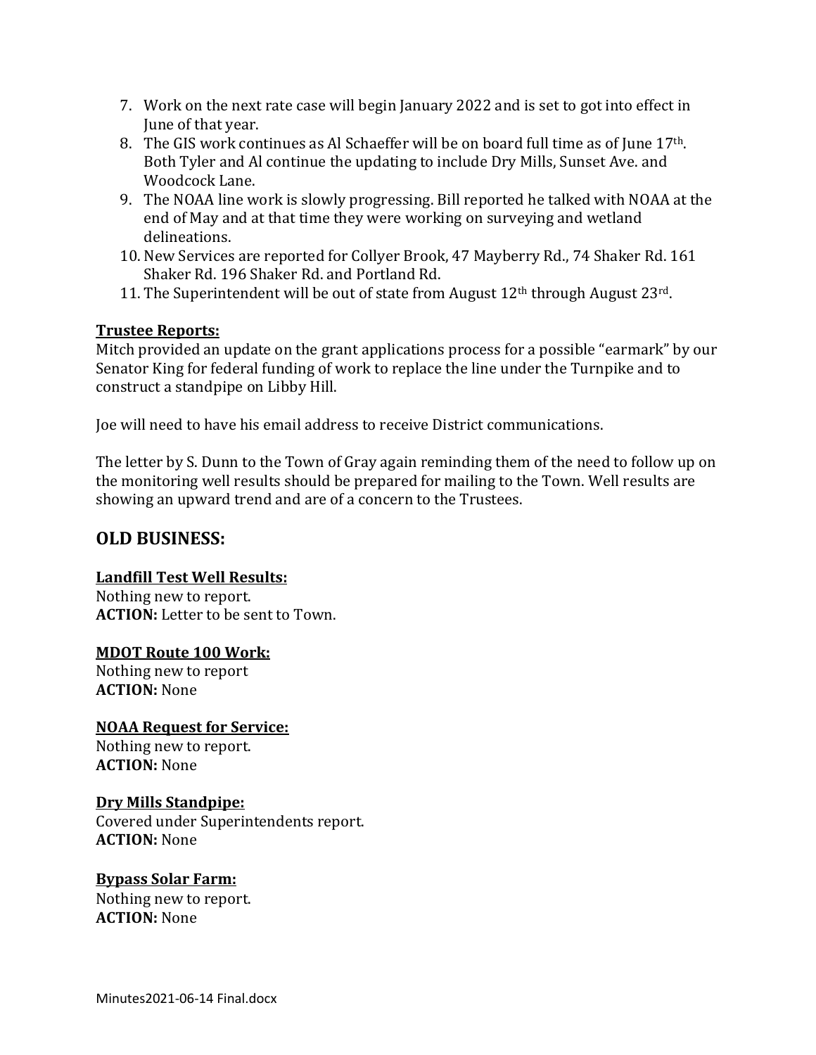7. Work on the next rate case will begin January 2022 and is set to got into effect in June of that year.
8. The GIS work continues as Al Schaeffer will be on board full time as of June 17th. Both Tyler and Al continue the updating to include Dry Mills, Sunset Ave. and Woodcock Lane.
9. The NOAA line work is slowly progressing. Bill reported he talked with NOAA at the end of May and at that time they were working on surveying and wetland delineations.
10. New Services are reported for Collyer Brook, 47 Mayberry Rd., 74 Shaker Rd. 161 Shaker Rd. 196 Shaker Rd. and Portland Rd.
11. The Superintendent will be out of state from August 12th through August 23rd.

**Trustee Reports:**

Mitch provided an update on the grant applications process for a possible "earmark" by our Senator King for federal funding of work to replace the line under the Turnpike and to construct a standpipe on Libby Hill.

Joe will need to have his email address to receive District communications.

The letter by S. Dunn to the Town of Gray again reminding them of the need to follow up on the monitoring well results should be prepared for mailing to the Town. Well results are showing an upward trend and are of a concern to the Trustees.

## OLD BUSINESS:

**Landfill Test Well Results:**

Nothing new to report.
**ACTION:** Letter to be sent to Town.

**MDOT Route 100 Work:**

Nothing new to report
**ACTION:** None

**NOAA Request for Service:**

Nothing new to report.
**ACTION:** None

**Dry Mills Standpipe:**

Covered under Superintendents report.
**ACTION:** None

**Bypass Solar Farm:**

Nothing new to report.
**ACTION:** None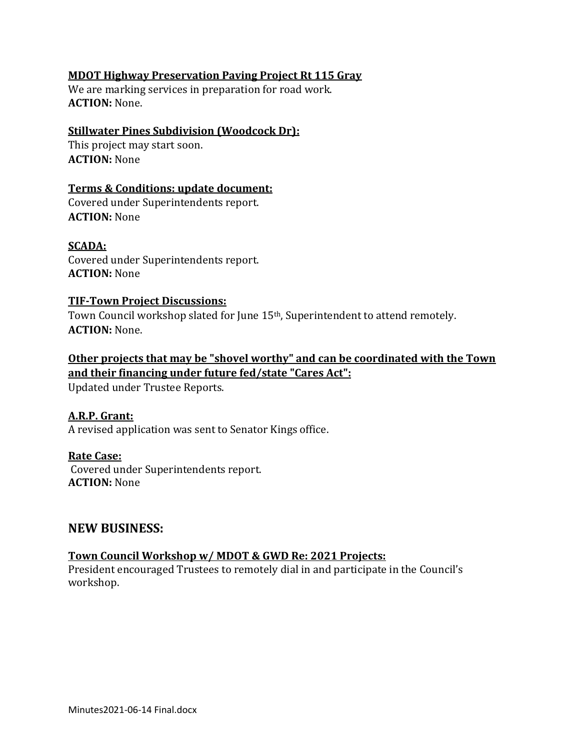**MDOT Highway Preservation Paving Project Rt 115 Gray**

We are marking services in preparation for road work.
**ACTION:** None.

**Stillwater Pines Subdivision (Woodcock Dr):**

This project may start soon.
**ACTION:** None

**Terms & Conditions: update document:**

Covered under Superintendents report.
**ACTION:** None

**SCADA:**

Covered under Superintendents report.
**ACTION:** None

**TIF-Town Project Discussions:**

Town Council workshop slated for June 15th, Superintendent to attend remotely.
**ACTION:** None.

**Other projects that may be "shovel worthy" and can be coordinated with the Town and their financing under future fed/state "Cares Act":**

Updated under Trustee Reports.

**A.R.P. Grant:**

A revised application was sent to Senator Kings office.

**Rate Case:**

Covered under Superintendents report.
**ACTION:** None

## NEW BUSINESS:

**Town Council Workshop w/ MDOT & GWD Re: 2021 Projects:**

President encouraged Trustees to remotely dial in and participate in the Council's workshop.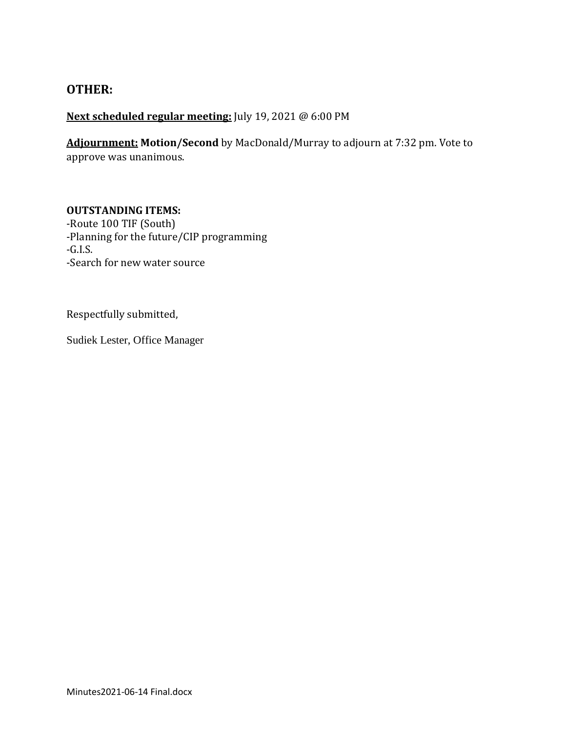## OTHER:

**Next scheduled regular meeting:** July 19, 2021 @ 6:00 PM

**Adjournment:** **Motion/Second** by MacDonald/Murray to adjourn at 7:32 pm. Vote to approve was unanimous.

**OUTSTANDING ITEMS:**
-Route 100 TIF (South)
-Planning for the future/CIP programming
-G.I.S.
-Search for new water source

Respectfully submitted,

Sudiek Lester, Office Manager